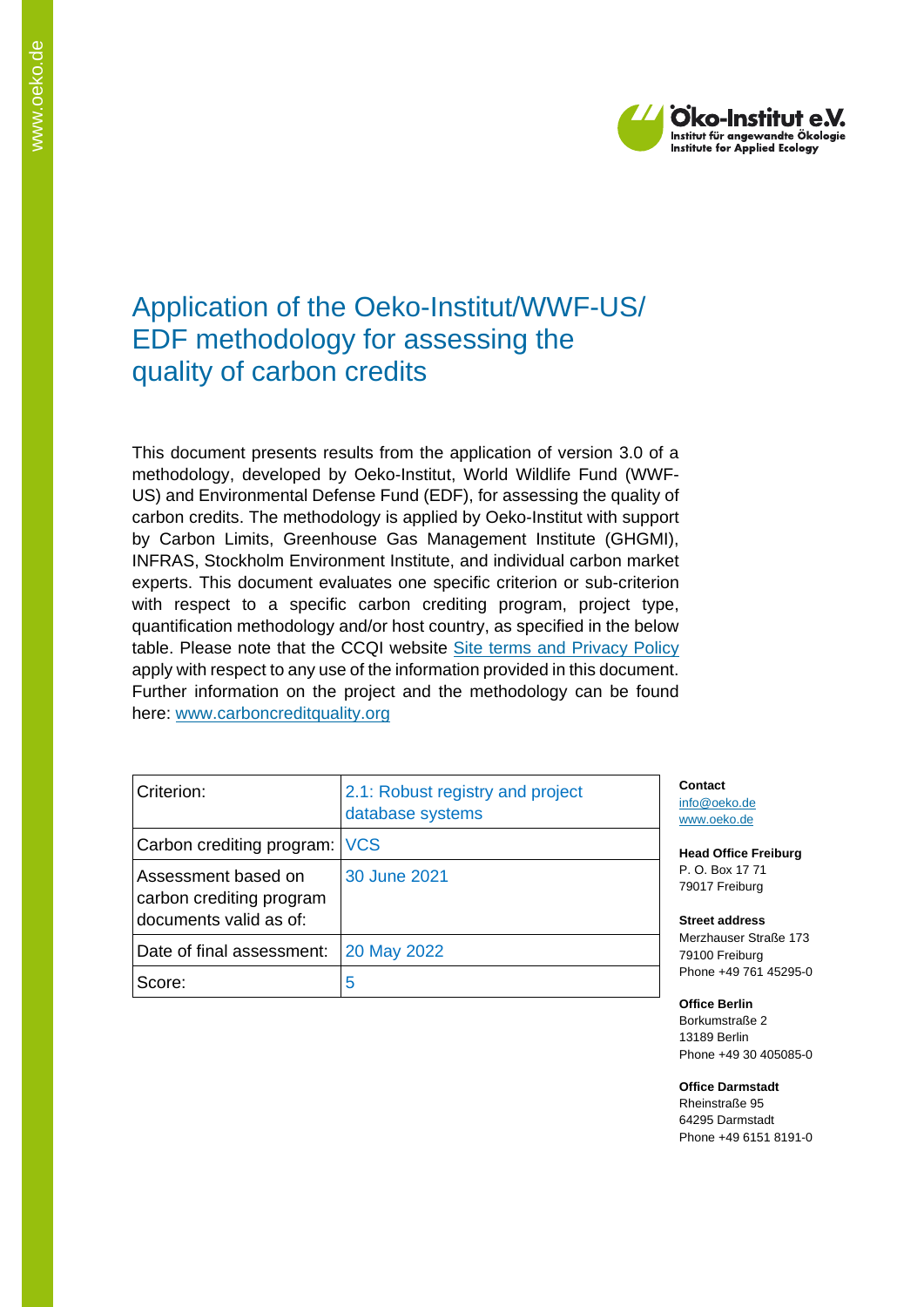# Application of the Oeko-Institut/WWF-US/ EDF methodology for assessing the quality of carbon credits

This document presents results from the application of version 3.0 of a methodology, developed by Oeko-Institut, World Wildlife Fund (WWF-US) and Environmental Defense Fund (EDF), for assessing the quality of carbon credits. The methodology is applied by Oeko-Institut with support by Carbon Limits, Greenhouse Gas Management Institute (GHGMI), INFRAS, Stockholm Environment Institute, and individual carbon market experts. This document evaluates one specific criterion or sub-criterion with respect to a specific carbon crediting program, project type, quantification methodology and/or host country, as specified in the below table. Please note that the CCQI website [Site terms and Privacy Policy](#) apply with respect to any use of the information provided in this document. Further information on the project and the methodology can be found here: [www.carboncreditquality.org](http://www.carboncreditquality.org)

| Criterion: | 2.1: Robust registry and project database systems |
|---|---|
| Carbon crediting program: | VCS |
| Assessment based on carbon crediting program documents valid as of: | 30 June 2021 |
| Date of final assessment: | 20 May 2022 |
| Score: | 5 |

**Contact**
info@oeko.de
www.oeko.de

**Head Office Freiburg**
P. O. Box 17 71
79017 Freiburg

**Street address**
Merzhauser Straße 173
79100 Freiburg
Phone +49 761 45295-0

**Office Berlin**
Borkumstraße 2
13189 Berlin
Phone +49 30 405085-0

**Office Darmstadt**
Rheinstraße 95
64295 Darmstadt
Phone +49 6151 8191-0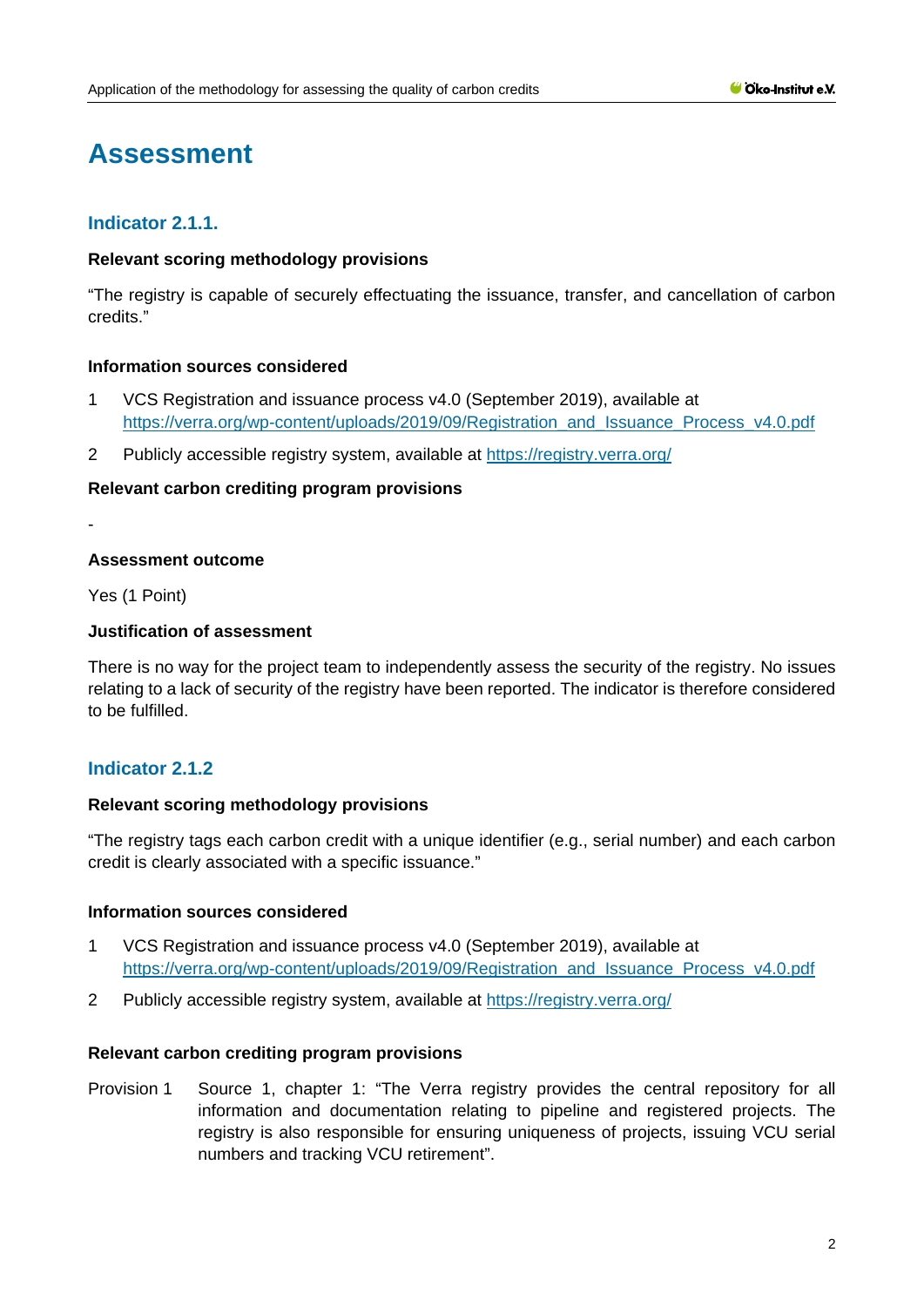# Assessment

## Indicator 2.1.1.

**Relevant scoring methodology provisions**

"The registry is capable of securely effectuating the issuance, transfer, and cancellation of carbon credits."

**Information sources considered**

1. VCS Registration and issuance process v4.0 (September 2019), available at https://verra.org/wp-content/uploads/2019/09/Registration_and_Issuance_Process_v4.0.pdf
2. Publicly accessible registry system, available at https://registry.verra.org/

**Relevant carbon crediting program provisions**

-

**Assessment outcome**

Yes (1 Point)

**Justification of assessment**

There is no way for the project team to independently assess the security of the registry. No issues relating to a lack of security of the registry have been reported. The indicator is therefore considered to be fulfilled.

## Indicator 2.1.2

**Relevant scoring methodology provisions**

"The registry tags each carbon credit with a unique identifier (e.g., serial number) and each carbon credit is clearly associated with a specific issuance."

**Information sources considered**

1. VCS Registration and issuance process v4.0 (September 2019), available at https://verra.org/wp-content/uploads/2019/09/Registration_and_Issuance_Process_v4.0.pdf
2. Publicly accessible registry system, available at https://registry.verra.org/

**Relevant carbon crediting program provisions**

Provision 1 Source 1, chapter 1: "The Verra registry provides the central repository for all information and documentation relating to pipeline and registered projects. The registry is also responsible for ensuring uniqueness of projects, issuing VCU serial numbers and tracking VCU retirement".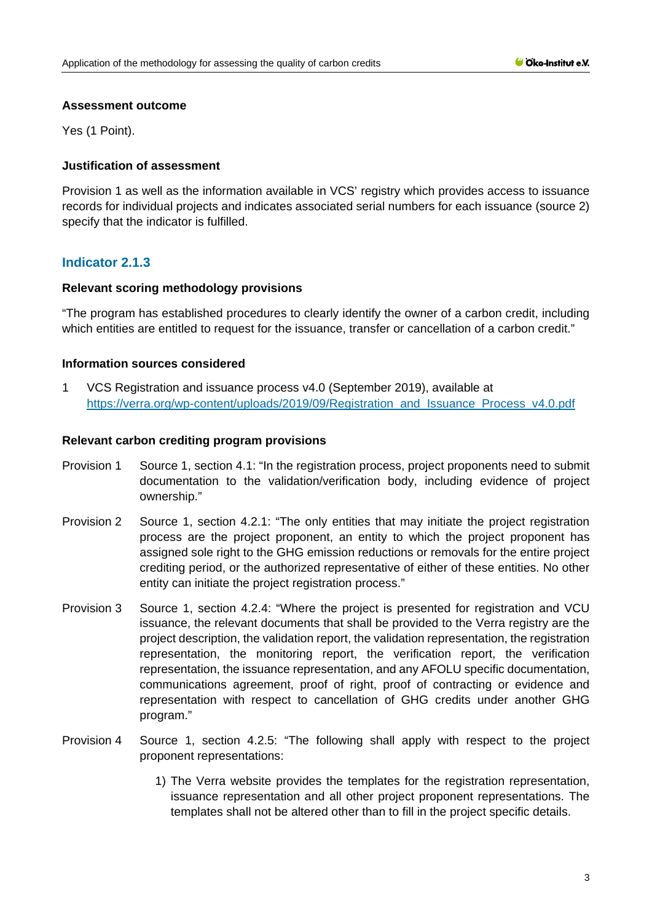**Assessment outcome**

Yes (1 Point).

**Justification of assessment**

Provision 1 as well as the information available in VCS' registry which provides access to issuance records for individual projects and indicates associated serial numbers for each issuance (source 2) specify that the indicator is fulfilled.

## Indicator 2.1.3

**Relevant scoring methodology provisions**

"The program has established procedures to clearly identify the owner of a carbon credit, including which entities are entitled to request for the issuance, transfer or cancellation of a carbon credit."

**Information sources considered**

1 VCS Registration and issuance process v4.0 (September 2019), available at [https://verra.org/wp-content/uploads/2019/09/Registration_and_Issuance_Process_v4.0.pdf](https://verra.org/wp-content/uploads/2019/09/Registration_and_Issuance_Process_v4.0.pdf)

**Relevant carbon crediting program provisions**

Provision 1 Source 1, section 4.1: "In the registration process, project proponents need to submit documentation to the validation/verification body, including evidence of project ownership."

Provision 2 Source 1, section 4.2.1: "The only entities that may initiate the project registration process are the project proponent, an entity to which the project proponent has assigned sole right to the GHG emission reductions or removals for the entire project crediting period, or the authorized representative of either of these entities. No other entity can initiate the project registration process."

Provision 3 Source 1, section 4.2.4: "Where the project is presented for registration and VCU issuance, the relevant documents that shall be provided to the Verra registry are the project description, the validation report, the validation representation, the registration representation, the monitoring report, the verification report, the verification representation, the issuance representation, and any AFOLU specific documentation, communications agreement, proof of right, proof of contracting or evidence and representation with respect to cancellation of GHG credits under another GHG program."

Provision 4 Source 1, section 4.2.5: "The following shall apply with respect to the project proponent representations:

1) The Verra website provides the templates for the registration representation, issuance representation and all other project proponent representations. The templates shall not be altered other than to fill in the project specific details.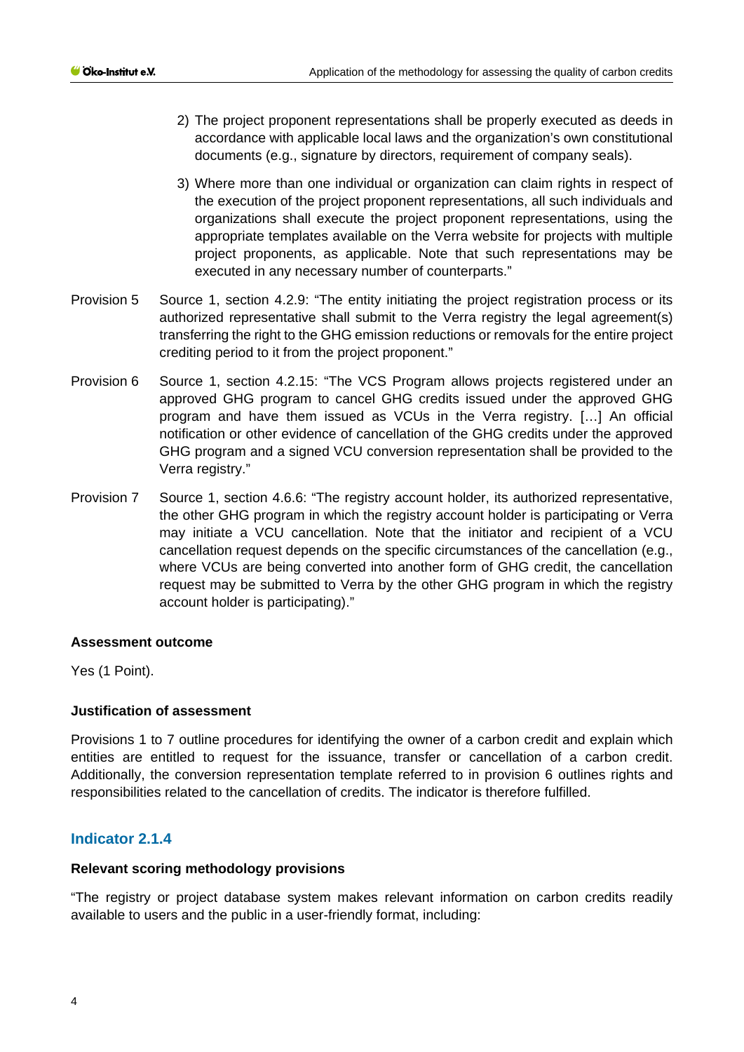2) The project proponent representations shall be properly executed as deeds in accordance with applicable local laws and the organization's own constitutional documents (e.g., signature by directors, requirement of company seals).

3) Where more than one individual or organization can claim rights in respect of the execution of the project proponent representations, all such individuals and organizations shall execute the project proponent representations, using the appropriate templates available on the Verra website for projects with multiple project proponents, as applicable. Note that such representations may be executed in any necessary number of counterparts."

Provision 5 Source 1, section 4.2.9: "The entity initiating the project registration process or its authorized representative shall submit to the Verra registry the legal agreement(s) transferring the right to the GHG emission reductions or removals for the entire project crediting period to it from the project proponent."

Provision 6 Source 1, section 4.2.15: "The VCS Program allows projects registered under an approved GHG program to cancel GHG credits issued under the approved GHG program and have them issued as VCUs in the Verra registry. […] An official notification or other evidence of cancellation of the GHG credits under the approved GHG program and a signed VCU conversion representation shall be provided to the Verra registry."

Provision 7 Source 1, section 4.6.6: "The registry account holder, its authorized representative, the other GHG program in which the registry account holder is participating or Verra may initiate a VCU cancellation. Note that the initiator and recipient of a VCU cancellation request depends on the specific circumstances of the cancellation (e.g., where VCUs are being converted into another form of GHG credit, the cancellation request may be submitted to Verra by the other GHG program in which the registry account holder is participating)."

**Assessment outcome**

Yes (1 Point).

**Justification of assessment**

Provisions 1 to 7 outline procedures for identifying the owner of a carbon credit and explain which entities are entitled to request for the issuance, transfer or cancellation of a carbon credit. Additionally, the conversion representation template referred to in provision 6 outlines rights and responsibilities related to the cancellation of credits. The indicator is therefore fulfilled.

## Indicator 2.1.4

**Relevant scoring methodology provisions**

"The registry or project database system makes relevant information on carbon credits readily available to users and the public in a user-friendly format, including: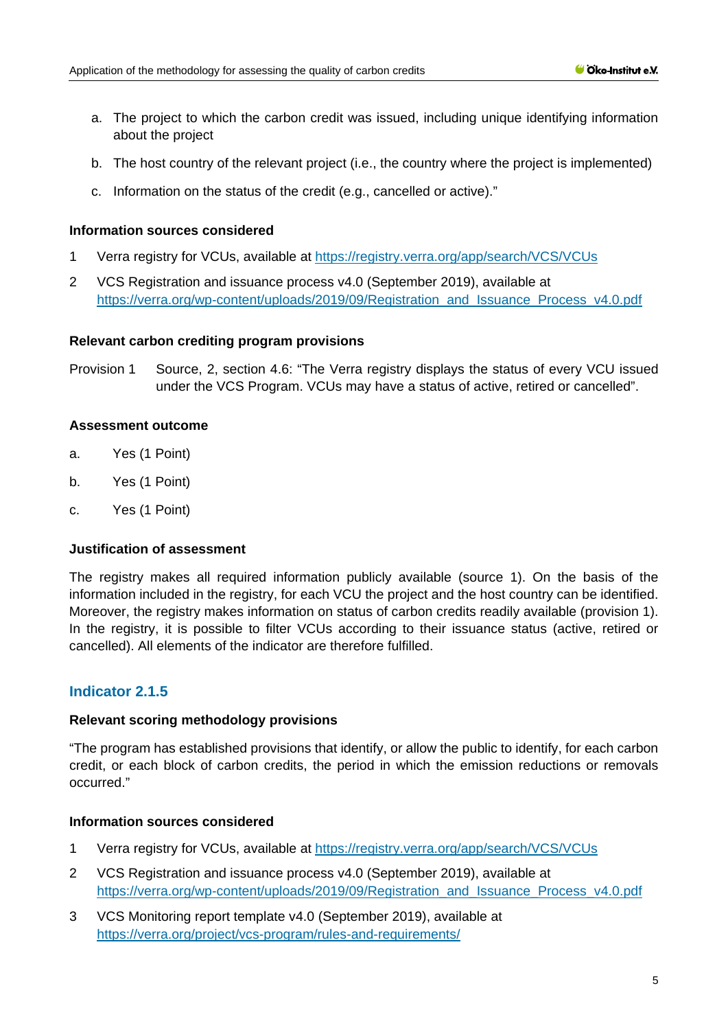a. The project to which the carbon credit was issued, including unique identifying information about the project

b. The host country of the relevant project (i.e., the country where the project is implemented)

c. Information on the status of the credit (e.g., cancelled or active)."

**Information sources considered**

1 Verra registry for VCUs, available at https://registry.verra.org/app/search/VCS/VCUs

2 VCS Registration and issuance process v4.0 (September 2019), available at https://verra.org/wp-content/uploads/2019/09/Registration_and_Issuance_Process_v4.0.pdf

**Relevant carbon crediting program provisions**

Provision 1 Source, 2, section 4.6: "The Verra registry displays the status of every VCU issued under the VCS Program. VCUs may have a status of active, retired or cancelled".

**Assessment outcome**

a. Yes (1 Point)

b. Yes (1 Point)

c. Yes (1 Point)

**Justification of assessment**

The registry makes all required information publicly available (source 1). On the basis of the information included in the registry, for each VCU the project and the host country can be identified. Moreover, the registry makes information on status of carbon credits readily available (provision 1). In the registry, it is possible to filter VCUs according to their issuance status (active, retired or cancelled). All elements of the indicator are therefore fulfilled.

## Indicator 2.1.5

**Relevant scoring methodology provisions**

"The program has established provisions that identify, or allow the public to identify, for each carbon credit, or each block of carbon credits, the period in which the emission reductions or removals occurred."

**Information sources considered**

1 Verra registry for VCUs, available at https://registry.verra.org/app/search/VCS/VCUs

2 VCS Registration and issuance process v4.0 (September 2019), available at https://verra.org/wp-content/uploads/2019/09/Registration_and_Issuance_Process_v4.0.pdf

3 VCS Monitoring report template v4.0 (September 2019), available at https://verra.org/project/vcs-program/rules-and-requirements/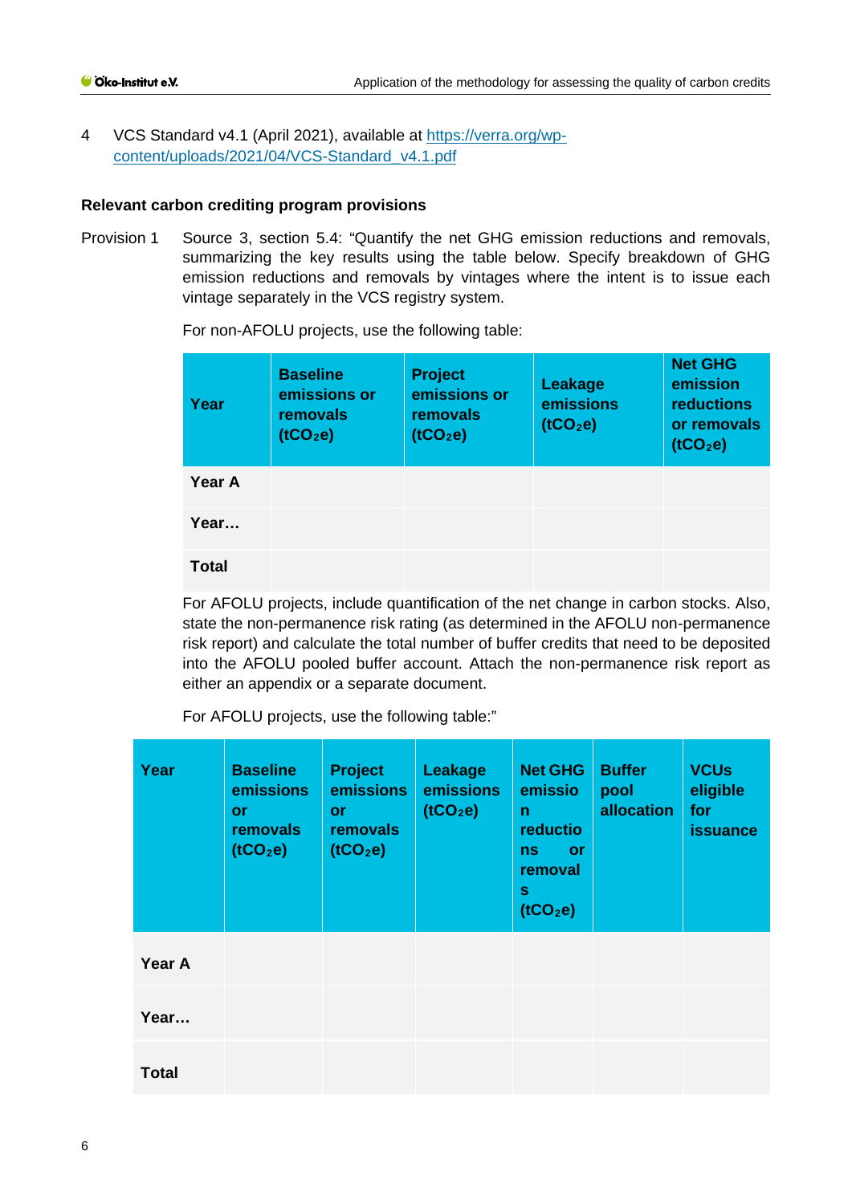4 VCS Standard v4.1 (April 2021), available at https://verra.org/wp-content/uploads/2021/04/VCS-Standard_v4.1.pdf

**Relevant carbon crediting program provisions**

Provision 1 Source 3, section 5.4: "Quantify the net GHG emission reductions and removals, summarizing the key results using the table below. Specify breakdown of GHG emission reductions and removals by vintages where the intent is to issue each vintage separately in the VCS registry system.

For non-AFOLU projects, use the following table:

| Year | Baseline emissions or removals ($tCO_2e$) | Project emissions or removals ($tCO_2e$) | Leakage emissions ($tCO_2e$) | Net GHG emission reductions or removals ($tCO_2e$) |
|---|---|---|---|---|
| **Year A** | | | | |
| **Year…** | | | | |
| **Total** | | | | |

For AFOLU projects, include quantification of the net change in carbon stocks. Also, state the non-permanence risk rating (as determined in the AFOLU non-permanence risk report) and calculate the total number of buffer credits that need to be deposited into the AFOLU pooled buffer account. Attach the non-permanence risk report as either an appendix or a separate document.

For AFOLU projects, use the following table:"

| Year | Baseline emissions or removals ($tCO_2e$) | Project emissions or removals ($tCO_2e$) | Leakage emissions ($tCO_2e$) | Net GHG emission reductions or removals ($tCO_2e$) | Buffer pool allocation | VCUs eligible for issuance |
|---|---|---|---|---|---|---|
| **Year A** | | | | | | |
| **Year…** | | | | | | |
| **Total** | | | | | | |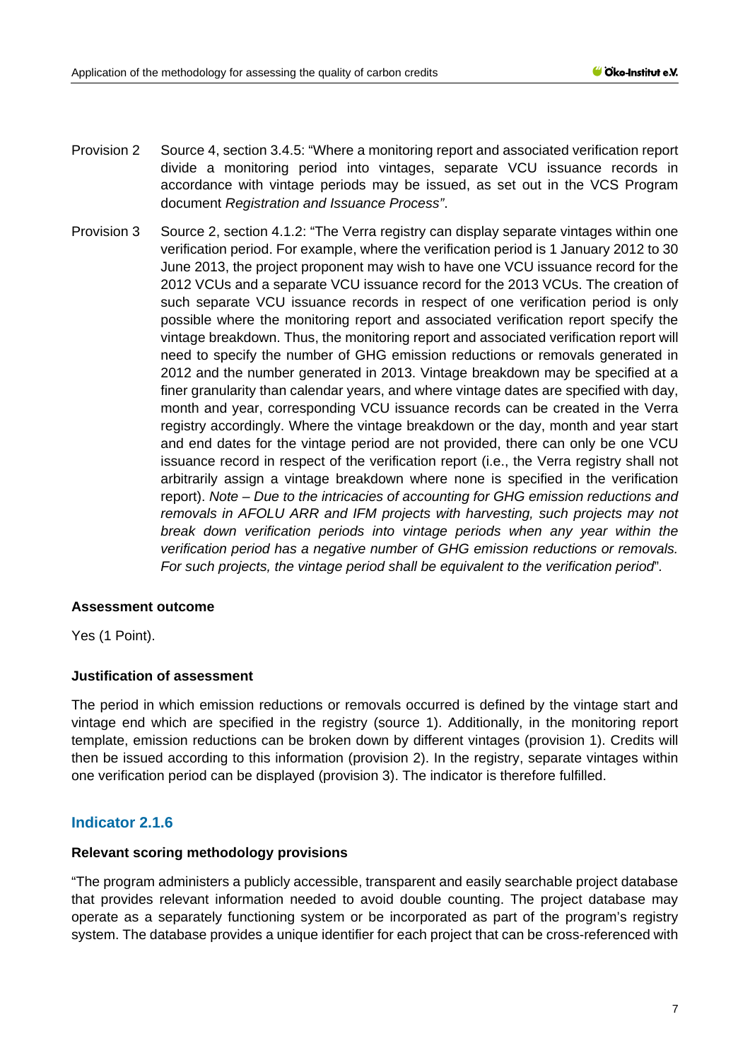Provision 2 Source 4, section 3.4.5: "Where a monitoring report and associated verification report divide a monitoring period into vintages, separate VCU issuance records in accordance with vintage periods may be issued, as set out in the VCS Program document *Registration and Issuance Process"*.

Provision 3 Source 2, section 4.1.2: "The Verra registry can display separate vintages within one verification period. For example, where the verification period is 1 January 2012 to 30 June 2013, the project proponent may wish to have one VCU issuance record for the 2012 VCUs and a separate VCU issuance record for the 2013 VCUs. The creation of such separate VCU issuance records in respect of one verification period is only possible where the monitoring report and associated verification report specify the vintage breakdown. Thus, the monitoring report and associated verification report will need to specify the number of GHG emission reductions or removals generated in 2012 and the number generated in 2013. Vintage breakdown may be specified at a finer granularity than calendar years, and where vintage dates are specified with day, month and year, corresponding VCU issuance records can be created in the Verra registry accordingly. Where the vintage breakdown or the day, month and year start and end dates for the vintage period are not provided, there can only be one VCU issuance record in respect of the verification report (i.e., the Verra registry shall not arbitrarily assign a vintage breakdown where none is specified in the verification report). *Note – Due to the intricacies of accounting for GHG emission reductions and removals in AFOLU ARR and IFM projects with harvesting, such projects may not break down verification periods into vintage periods when any year within the verification period has a negative number of GHG emission reductions or removals. For such projects, the vintage period shall be equivalent to the verification period*".

**Assessment outcome**

Yes (1 Point).

**Justification of assessment**

The period in which emission reductions or removals occurred is defined by the vintage start and vintage end which are specified in the registry (source 1). Additionally, in the monitoring report template, emission reductions can be broken down by different vintages (provision 1). Credits will then be issued according to this information (provision 2). In the registry, separate vintages within one verification period can be displayed (provision 3). The indicator is therefore fulfilled.

## Indicator 2.1.6

**Relevant scoring methodology provisions**

"The program administers a publicly accessible, transparent and easily searchable project database that provides relevant information needed to avoid double counting. The project database may operate as a separately functioning system or be incorporated as part of the program's registry system. The database provides a unique identifier for each project that can be cross-referenced with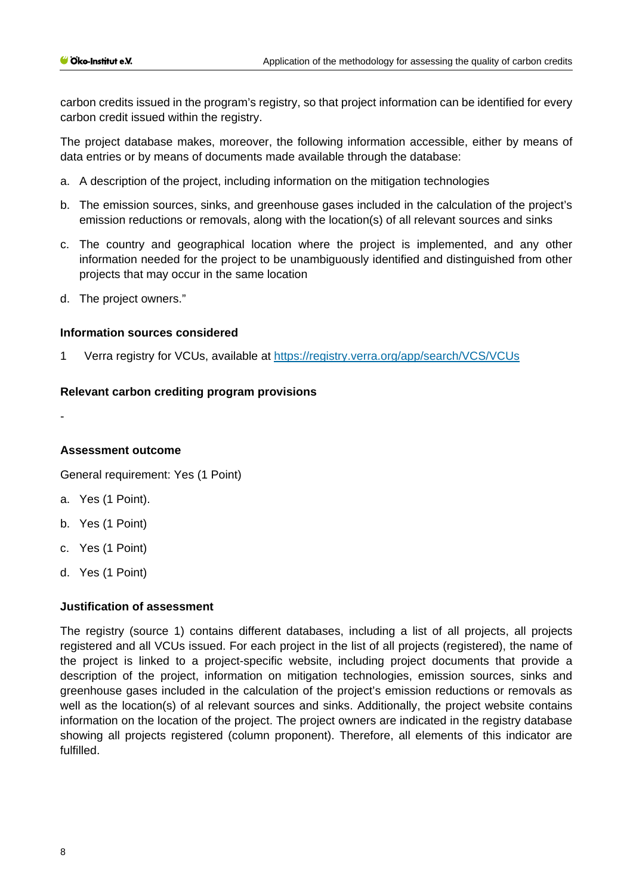carbon credits issued in the program's registry, so that project information can be identified for every carbon credit issued within the registry.

The project database makes, moreover, the following information accessible, either by means of data entries or by means of documents made available through the database:

a. A description of the project, including information on the mitigation technologies

b. The emission sources, sinks, and greenhouse gases included in the calculation of the project's emission reductions or removals, along with the location(s) of all relevant sources and sinks

c. The country and geographical location where the project is implemented, and any other information needed for the project to be unambiguously identified and distinguished from other projects that may occur in the same location

d. The project owners."

**Information sources considered**

1 Verra registry for VCUs, available at https://registry.verra.org/app/search/VCS/VCUs

**Relevant carbon crediting program provisions**

-

**Assessment outcome**

General requirement: Yes (1 Point)

a. Yes (1 Point).

b. Yes (1 Point)

c. Yes (1 Point)

d. Yes (1 Point)

**Justification of assessment**

The registry (source 1) contains different databases, including a list of all projects, all projects registered and all VCUs issued. For each project in the list of all projects (registered), the name of the project is linked to a project-specific website, including project documents that provide a description of the project, information on mitigation technologies, emission sources, sinks and greenhouse gases included in the calculation of the project's emission reductions or removals as well as the location(s) of al relevant sources and sinks. Additionally, the project website contains information on the location of the project. The project owners are indicated in the registry database showing all projects registered (column proponent). Therefore, all elements of this indicator are fulfilled.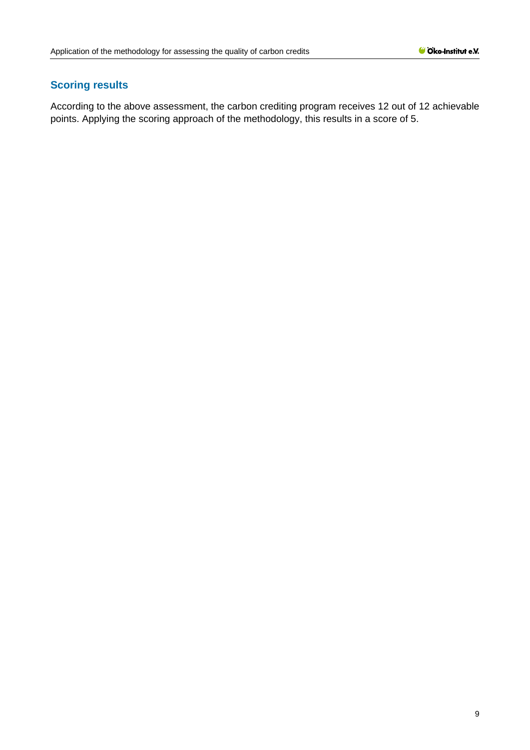## Scoring results

According to the above assessment, the carbon crediting program receives 12 out of 12 achievable points. Applying the scoring approach of the methodology, this results in a score of 5.